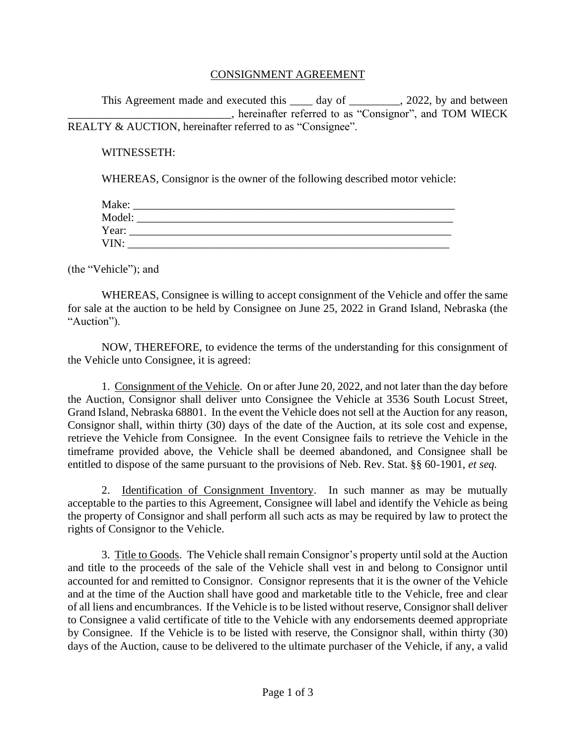# CONSIGNMENT AGREEMENT

This Agreement made and executed this ____ day of _________, 2022, by and between _____________________________, hereinafter referred to as "Consignor", and TOM WIECK REALTY & AUCTION, hereinafter referred to as "Consignee".

WITNESSETH:

WHEREAS, Consignor is the owner of the following described motor vehicle:

Make: ___________________________________________________________
Model: __________________________________________________________
Year: ___________________________________________________________
VIN: ___________________________________________________________

(the "Vehicle"); and

WHEREAS, Consignee is willing to accept consignment of the Vehicle and offer the same for sale at the auction to be held by Consignee on June 25, 2022 in Grand Island, Nebraska (the "Auction").

NOW, THEREFORE, to evidence the terms of the understanding for this consignment of the Vehicle unto Consignee, it is agreed:

1. Consignment of the Vehicle. On or after June 20, 2022, and not later than the day before the Auction, Consignor shall deliver unto Consignee the Vehicle at 3536 South Locust Street, Grand Island, Nebraska 68801. In the event the Vehicle does not sell at the Auction for any reason, Consignor shall, within thirty (30) days of the date of the Auction, at its sole cost and expense, retrieve the Vehicle from Consignee. In the event Consignee fails to retrieve the Vehicle in the timeframe provided above, the Vehicle shall be deemed abandoned, and Consignee shall be entitled to dispose of the same pursuant to the provisions of Neb. Rev. Stat. §§ 60-1901, *et seq.*

2. Identification of Consignment Inventory. In such manner as may be mutually acceptable to the parties to this Agreement, Consignee will label and identify the Vehicle as being the property of Consignor and shall perform all such acts as may be required by law to protect the rights of Consignor to the Vehicle.

3. Title to Goods. The Vehicle shall remain Consignor's property until sold at the Auction and title to the proceeds of the sale of the Vehicle shall vest in and belong to Consignor until accounted for and remitted to Consignor. Consignor represents that it is the owner of the Vehicle and at the time of the Auction shall have good and marketable title to the Vehicle, free and clear of all liens and encumbrances. If the Vehicle is to be listed without reserve, Consignor shall deliver to Consignee a valid certificate of title to the Vehicle with any endorsements deemed appropriate by Consignee. If the Vehicle is to be listed with reserve, the Consignor shall, within thirty (30) days of the Auction, cause to be delivered to the ultimate purchaser of the Vehicle, if any, a valid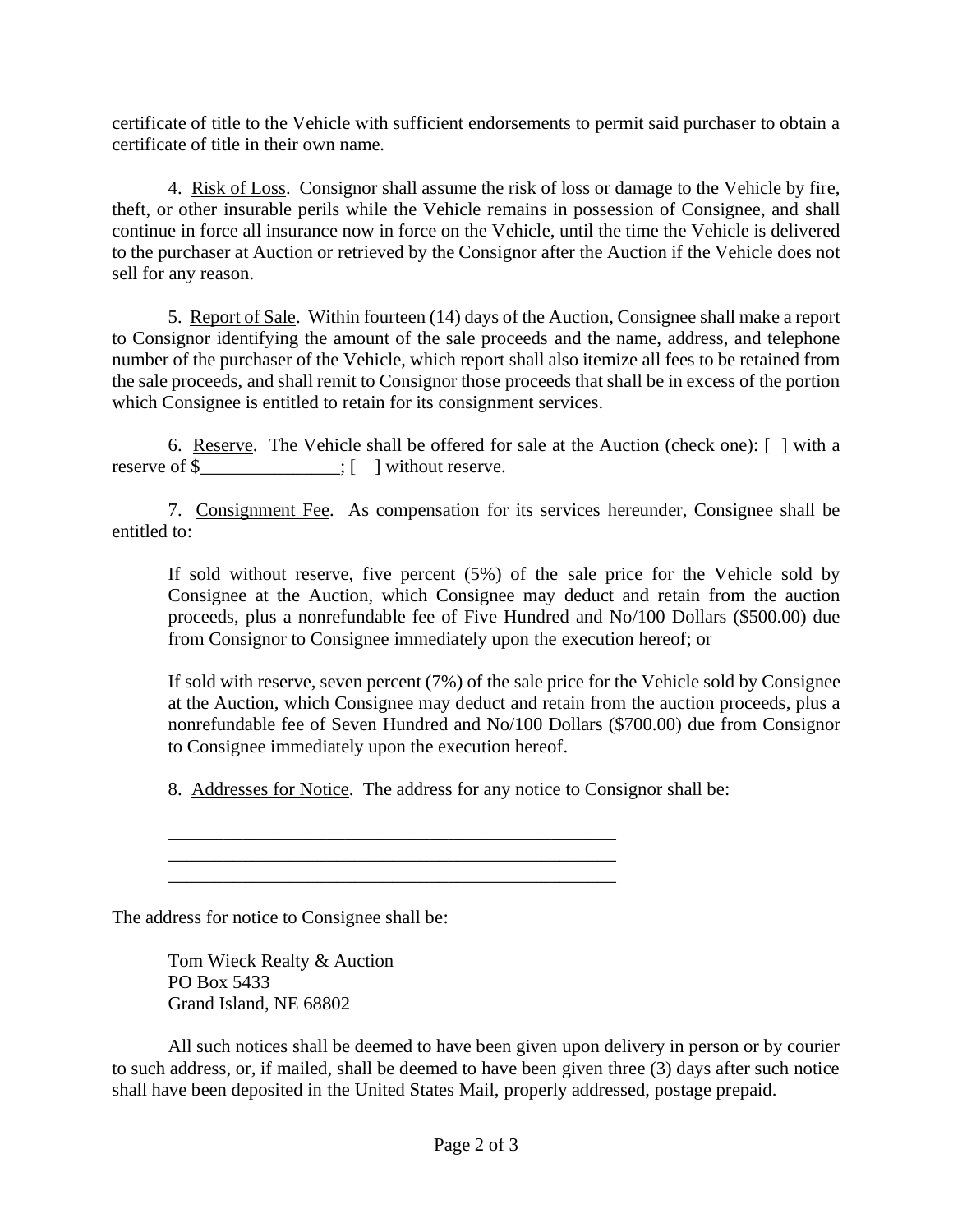certificate of title to the Vehicle with sufficient endorsements to permit said purchaser to obtain a certificate of title in their own name.

4. Risk of Loss. Consignor shall assume the risk of loss or damage to the Vehicle by fire, theft, or other insurable perils while the Vehicle remains in possession of Consignee, and shall continue in force all insurance now in force on the Vehicle, until the time the Vehicle is delivered to the purchaser at Auction or retrieved by the Consignor after the Auction if the Vehicle does not sell for any reason.

5. Report of Sale. Within fourteen (14) days of the Auction, Consignee shall make a report to Consignor identifying the amount of the sale proceeds and the name, address, and telephone number of the purchaser of the Vehicle, which report shall also itemize all fees to be retained from the sale proceeds, and shall remit to Consignor those proceeds that shall be in excess of the portion which Consignee is entitled to retain for its consignment services.

6. Reserve. The Vehicle shall be offered for sale at the Auction (check one): [ ] with a reserve of $_______________; [ ] without reserve.

7. Consignment Fee. As compensation for its services hereunder, Consignee shall be entitled to:

> If sold without reserve, five percent (5%) of the sale price for the Vehicle sold by Consignee at the Auction, which Consignee may deduct and retain from the auction proceeds, plus a nonrefundable fee of Five Hundred and No/100 Dollars ($500.00) due from Consignor to Consignee immediately upon the execution hereof; or
>
> If sold with reserve, seven percent (7%) of the sale price for the Vehicle sold by Consignee at the Auction, which Consignee may deduct and retain from the auction proceeds, plus a nonrefundable fee of Seven Hundred and No/100 Dollars ($700.00) due from Consignor to Consignee immediately upon the execution hereof.

8. Addresses for Notice. The address for any notice to Consignor shall be:

__________________________________________________
__________________________________________________
__________________________________________________

The address for notice to Consignee shall be:

Tom Wieck Realty & Auction
PO Box 5433
Grand Island, NE 68802

All such notices shall be deemed to have been given upon delivery in person or by courier to such address, or, if mailed, shall be deemed to have been given three (3) days after such notice shall have been deposited in the United States Mail, properly addressed, postage prepaid.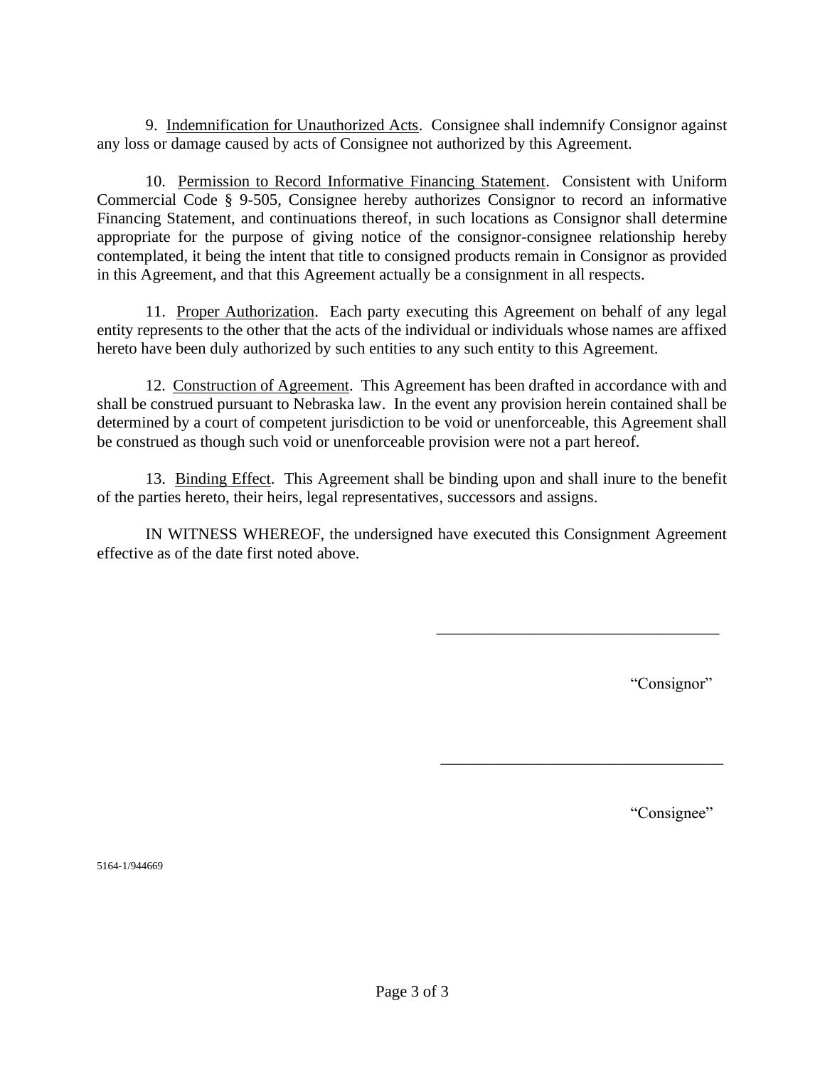9. Indemnification for Unauthorized Acts. Consignee shall indemnify Consignor against any loss or damage caused by acts of Consignee not authorized by this Agreement.

10. Permission to Record Informative Financing Statement. Consistent with Uniform Commercial Code § 9-505, Consignee hereby authorizes Consignor to record an informative Financing Statement, and continuations thereof, in such locations as Consignor shall determine appropriate for the purpose of giving notice of the consignor-consignee relationship hereby contemplated, it being the intent that title to consigned products remain in Consignor as provided in this Agreement, and that this Agreement actually be a consignment in all respects.

11. Proper Authorization. Each party executing this Agreement on behalf of any legal entity represents to the other that the acts of the individual or individuals whose names are affixed hereto have been duly authorized by such entities to any such entity to this Agreement.

12. Construction of Agreement. This Agreement has been drafted in accordance with and shall be construed pursuant to Nebraska law. In the event any provision herein contained shall be determined by a court of competent jurisdiction to be void or unenforceable, this Agreement shall be construed as though such void or unenforceable provision were not a part hereof.

13. Binding Effect. This Agreement shall be binding upon and shall inure to the benefit of the parties hereto, their heirs, legal representatives, successors and assigns.

IN WITNESS WHEREOF, the undersigned have executed this Consignment Agreement effective as of the date first noted above.

\_\_\_\_\_\_\_\_\_\_\_\_\_\_\_\_\_\_\_\_\_\_\_\_\_\_\_\_\_\_\_\_\_\_\_

"Consignor"

\_\_\_\_\_\_\_\_\_\_\_\_\_\_\_\_\_\_\_\_\_\_\_\_\_\_\_\_\_\_\_\_\_\_\_

"Consignee"

5164-1/944669